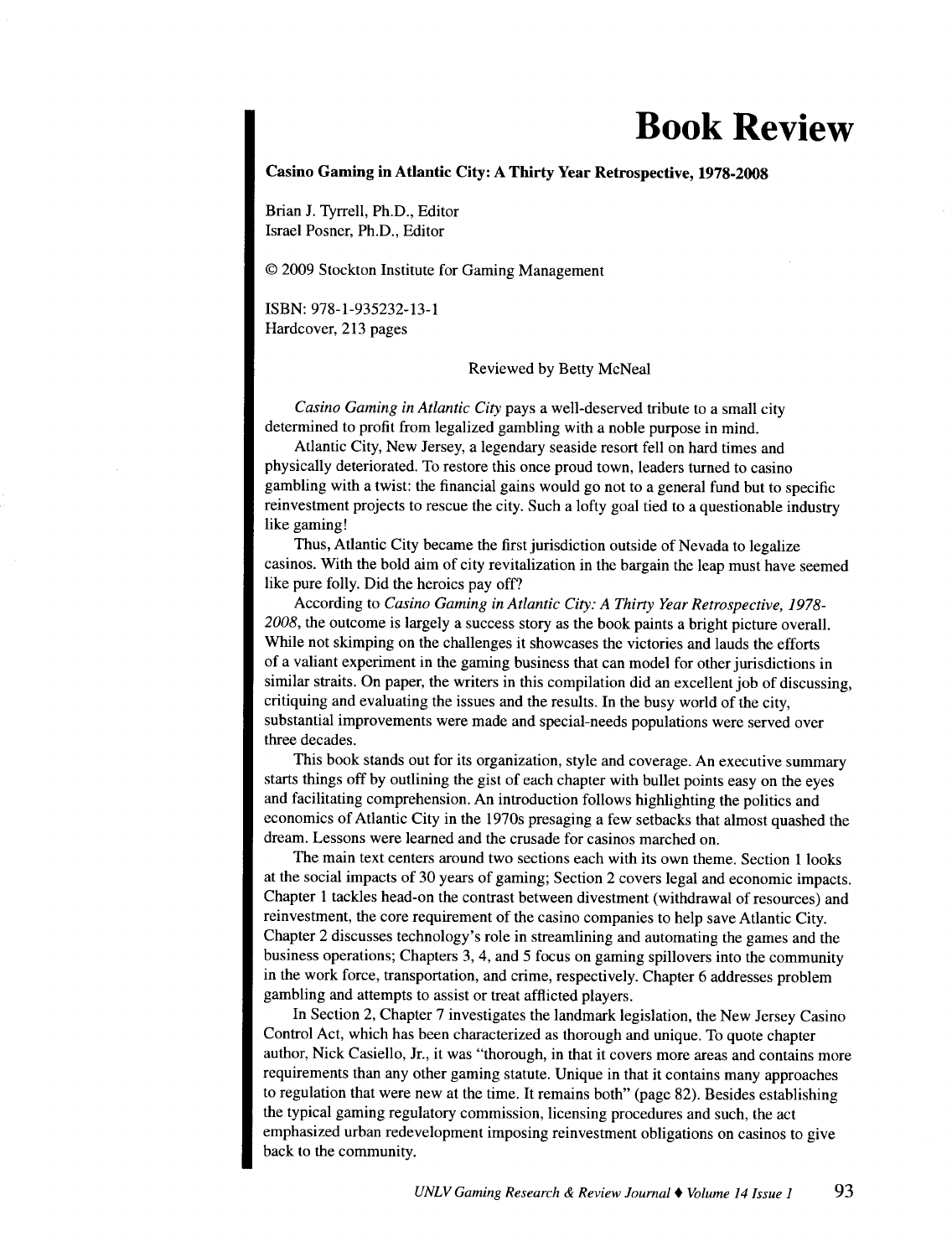# Book Review

**Casino Gaming in Atlantic City: A Thirty Year Retrospective, 1978-2008**

Brian J. Tyrrell, Ph.D., Editor
Israel Posner, Ph.D., Editor

© 2009 Stockton Institute for Gaming Management

ISBN: 978-1-935232-13-1
Hardcover, 213 pages

Reviewed by Betty McNeal

*Casino Gaming in Atlantic City* pays a well-deserved tribute to a small city determined to profit from legalized gambling with a noble purpose in mind.

Atlantic City, New Jersey, a legendary seaside resort fell on hard times and physically deteriorated. To restore this once proud town, leaders turned to casino gambling with a twist: the financial gains would go not to a general fund but to specific reinvestment projects to rescue the city. Such a lofty goal tied to a questionable industry like gaming!

Thus, Atlantic City became the first jurisdiction outside of Nevada to legalize casinos. With the bold aim of city revitalization in the bargain the leap must have seemed like pure folly. Did the heroics pay off?

According to *Casino Gaming in Atlantic City: A Thirty Year Retrospective, 1978-2008*, the outcome is largely a success story as the book paints a bright picture overall. While not skimping on the challenges it showcases the victories and lauds the efforts of a valiant experiment in the gaming business that can model for other jurisdictions in similar straits. On paper, the writers in this compilation did an excellent job of discussing, critiquing and evaluating the issues and the results. In the busy world of the city, substantial improvements were made and special-needs populations were served over three decades.

This book stands out for its organization, style and coverage. An executive summary starts things off by outlining the gist of each chapter with bullet points easy on the eyes and facilitating comprehension. An introduction follows highlighting the politics and economics of Atlantic City in the 1970s presaging a few setbacks that almost quashed the dream. Lessons were learned and the crusade for casinos marched on.

The main text centers around two sections each with its own theme. Section 1 looks at the social impacts of 30 years of gaming; Section 2 covers legal and economic impacts. Chapter 1 tackles head-on the contrast between divestment (withdrawal of resources) and reinvestment, the core requirement of the casino companies to help save Atlantic City. Chapter 2 discusses technology's role in streamlining and automating the games and the business operations; Chapters 3, 4, and 5 focus on gaming spillovers into the community in the work force, transportation, and crime, respectively. Chapter 6 addresses problem gambling and attempts to assist or treat afflicted players.

In Section 2, Chapter 7 investigates the landmark legislation, the New Jersey Casino Control Act, which has been characterized as thorough and unique. To quote chapter author, Nick Casiello, Jr., it was "thorough, in that it covers more areas and contains more requirements than any other gaming statute. Unique in that it contains many approaches to regulation that were new at the time. It remains both" (page 82). Besides establishing the typical gaming regulatory commission, licensing procedures and such, the act emphasized urban redevelopment imposing reinvestment obligations on casinos to give back to the community.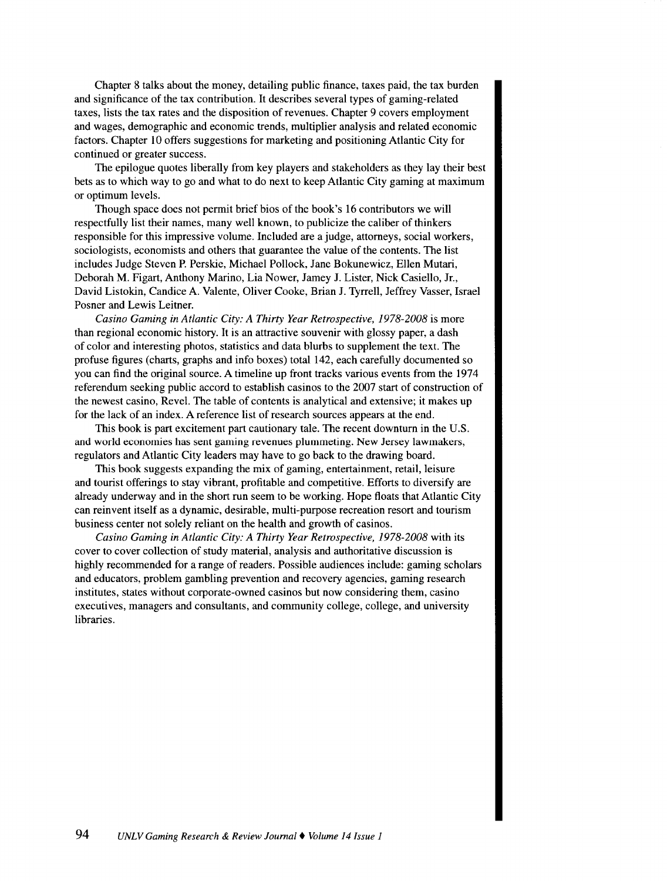Chapter 8 talks about the money, detailing public finance, taxes paid, the tax burden and significance of the tax contribution. It describes several types of gaming-related taxes, lists the tax rates and the disposition of revenues. Chapter 9 covers employment and wages, demographic and economic trends, multiplier analysis and related economic factors. Chapter 10 offers suggestions for marketing and positioning Atlantic City for continued or greater success.

The epilogue quotes liberally from key players and stakeholders as they lay their best bets as to which way to go and what to do next to keep Atlantic City gaming at maximum or optimum levels.

Though space does not permit brief bios of the book's 16 contributors we will respectfully list their names, many well known, to publicize the caliber of thinkers responsible for this impressive volume. Included are a judge, attorneys, social workers, sociologists, economists and others that guarantee the value of the contents. The list includes Judge Steven P. Perskie, Michael Pollock, Jane Bokunewicz, Ellen Mutari, Deborah M. Figart, Anthony Marino, Lia Nower, Jamey J. Lister, Nick Casiello, Jr., David Listokin, Candice A. Valente, Oliver Cooke, Brian J. Tyrrell, Jeffrey Vasser, Israel Posner and Lewis Leitner.

*Casino Gaming in Atlantic City: A Thirty Year Retrospective, 1978-2008* is more than regional economic history. It is an attractive souvenir with glossy paper, a dash of color and interesting photos, statistics and data blurbs to supplement the text. The profuse figures (charts, graphs and info boxes) total 142, each carefully documented so you can find the original source. A timeline up front tracks various events from the 1974 referendum seeking public accord to establish casinos to the 2007 start of construction of the newest casino, Revel. The table of contents is analytical and extensive; it makes up for the lack of an index. A reference list of research sources appears at the end.

This book is part excitement part cautionary tale. The recent downturn in the U.S. and world economies has sent gaming revenues plummeting. New Jersey lawmakers, regulators and Atlantic City leaders may have to go back to the drawing board.

This book suggests expanding the mix of gaming, entertainment, retail, leisure and tourist offerings to stay vibrant, profitable and competitive. Efforts to diversify are already underway and in the short run seem to be working. Hope floats that Atlantic City can reinvent itself as a dynamic, desirable, multi-purpose recreation resort and tourism business center not solely reliant on the health and growth of casinos.

*Casino Gaming in Atlantic City: A Thirty Year Retrospective, 1978-2008* with its cover to cover collection of study material, analysis and authoritative discussion is highly recommended for a range of readers. Possible audiences include: gaming scholars and educators, problem gambling prevention and recovery agencies, gaming research institutes, states without corporate-owned casinos but now considering them, casino executives, managers and consultants, and community college, college, and university libraries.